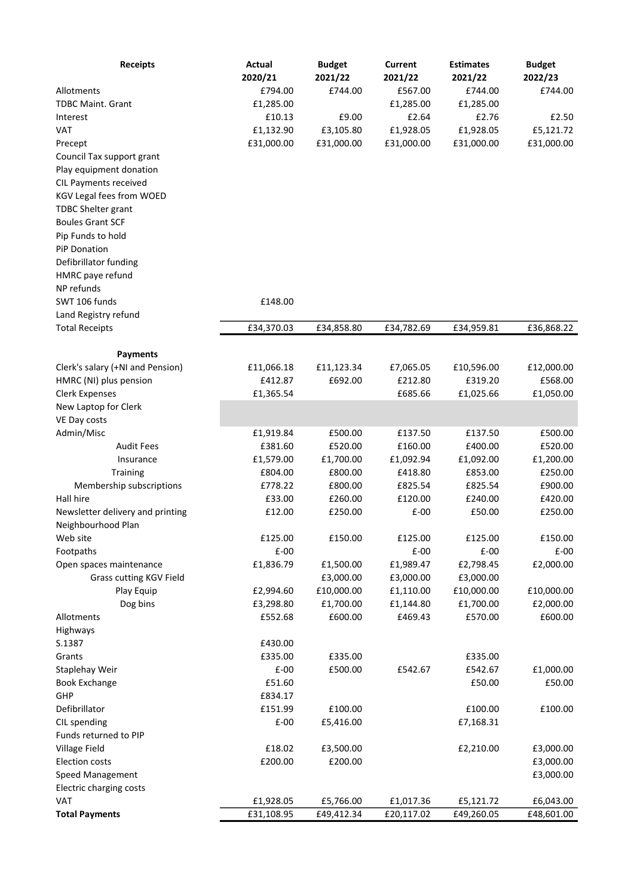| Receipts | Actual 2020/21 | Budget 2021/22 | Current 2021/22 | Estimates 2021/22 | Budget 2022/23 |
|---|---|---|---|---|---|
| Allotments | £794.00 | £744.00 | £567.00 | £744.00 | £744.00 |
| TDBC Maint. Grant | £1,285.00 | | £1,285.00 | £1,285.00 | |
| Interest | £10.13 | £9.00 | £2.64 | £2.76 | £2.50 |
| VAT | £1,132.90 | £3,105.80 | £1,928.05 | £1,928.05 | £5,121.72 |
| Precept | £31,000.00 | £31,000.00 | £31,000.00 | £31,000.00 | £31,000.00 |
| Council Tax support grant | | | | | |
| Play equipment donation | | | | | |
| CIL Payments received | | | | | |
| KGV Legal fees from WOED | | | | | |
| TDBC Shelter grant | | | | | |
| Boules Grant SCF | | | | | |
| Pip Funds to hold | | | | | |
| PiP Donation | | | | | |
| Defibrillator funding | | | | | |
| HMRC paye refund | | | | | |
| NP refunds | | | | | |
| SWT 106 funds | £148.00 | | | | |
| Land Registry refund | | | | | |
| Total Receipts | £34,370.03 | £34,858.80 | £34,782.69 | £34,959.81 | £36,868.22 |

| Payments | Actual 2020/21 | Budget 2021/22 | Current 2021/22 | Estimates 2021/22 | Budget 2022/23 |
|---|---|---|---|---|---|
| Clerk's salary (+NI and Pension) | £11,066.18 | £11,123.34 | £7,065.05 | £10,596.00 | £12,000.00 |
| HMRC (NI) plus pension | £412.87 | £692.00 | £212.80 | £319.20 | £568.00 |
| Clerk Expenses | £1,365.54 | | £685.66 | £1,025.66 | £1,050.00 |
| New Laptop for Clerk | | | | | |
| VE Day costs | | | | | |
| Admin/Misc | £1,919.84 | £500.00 | £137.50 | £137.50 | £500.00 |
| Audit Fees | £381.60 | £520.00 | £160.00 | £400.00 | £520.00 |
| Insurance | £1,579.00 | £1,700.00 | £1,092.94 | £1,092.00 | £1,200.00 |
| Training | £804.00 | £800.00 | £418.80 | £853.00 | £250.00 |
| Membership subscriptions | £778.22 | £800.00 | £825.54 | £825.54 | £900.00 |
| Hall hire | £33.00 | £260.00 | £120.00 | £240.00 | £420.00 |
| Newsletter delivery and printing | £12.00 | £250.00 | £-00 | £50.00 | £250.00 |
| Neighbourhood Plan | | | | | |
| Web site | £125.00 | £150.00 | £125.00 | £125.00 | £150.00 |
| Footpaths | £-00 | | £-00 | £-00 | £-00 |
| Open spaces maintenance | £1,836.79 | £1,500.00 | £1,989.47 | £2,798.45 | £2,000.00 |
| Grass cutting KGV Field | | £3,000.00 | £3,000.00 | £3,000.00 | |
| Play Equip | £2,994.60 | £10,000.00 | £1,110.00 | £10,000.00 | £10,000.00 |
| Dog bins | £3,298.80 | £1,700.00 | £1,144.80 | £1,700.00 | £2,000.00 |
| Allotments | £552.68 | £600.00 | £469.43 | £570.00 | £600.00 |
| Highways | | | | | |
| S.1387 | £430.00 | | | | |
| Grants | £335.00 | £335.00 | | £335.00 | |
| Staplehay Weir | £-00 | £500.00 | £542.67 | £542.67 | £1,000.00 |
| Book Exchange | £51.60 | | | £50.00 | £50.00 |
| GHP | £834.17 | | | | |
| Defibrillator | £151.99 | £100.00 | | £100.00 | £100.00 |
| CIL spending | £-00 | £5,416.00 | | £7,168.31 | |
| Funds returned to PIP | | | | | |
| Village Field | £18.02 | £3,500.00 | | £2,210.00 | £3,000.00 |
| Election costs | £200.00 | £200.00 | | | £3,000.00 |
| Speed Management | | | | | £3,000.00 |
| Electric charging costs | | | | | |
| VAT | £1,928.05 | £5,766.00 | £1,017.36 | £5,121.72 | £6,043.00 |
| **Total Payments** | £31,108.95 | £49,412.34 | £20,117.02 | £49,260.05 | £48,601.00 |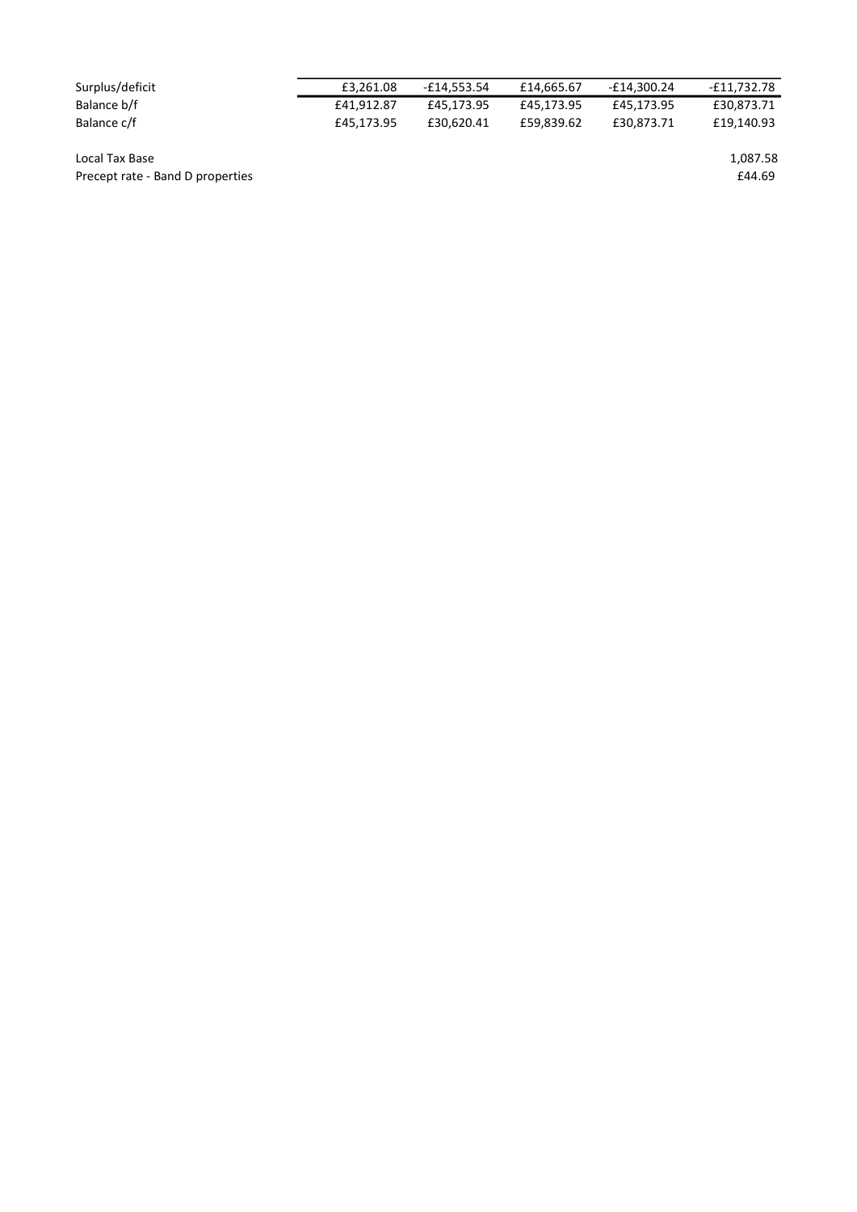| | | | | | |
|---|---|---|---|---|---|
| Surplus/deficit | £3,261.08 | -£14,553.54 | £14,665.67 | -£14,300.24 | -£11,732.78 |
| Balance b/f | £41,912.87 | £45,173.95 | £45,173.95 | £45,173.95 | £30,873.71 |
| Balance c/f | £45,173.95 | £30,620.41 | £59,839.62 | £30,873.71 | £19,140.93 |
| | | | | | |
| Local Tax Base | | | | | 1,087.58 |
| Precept rate - Band D properties | | | | | £44.69 |